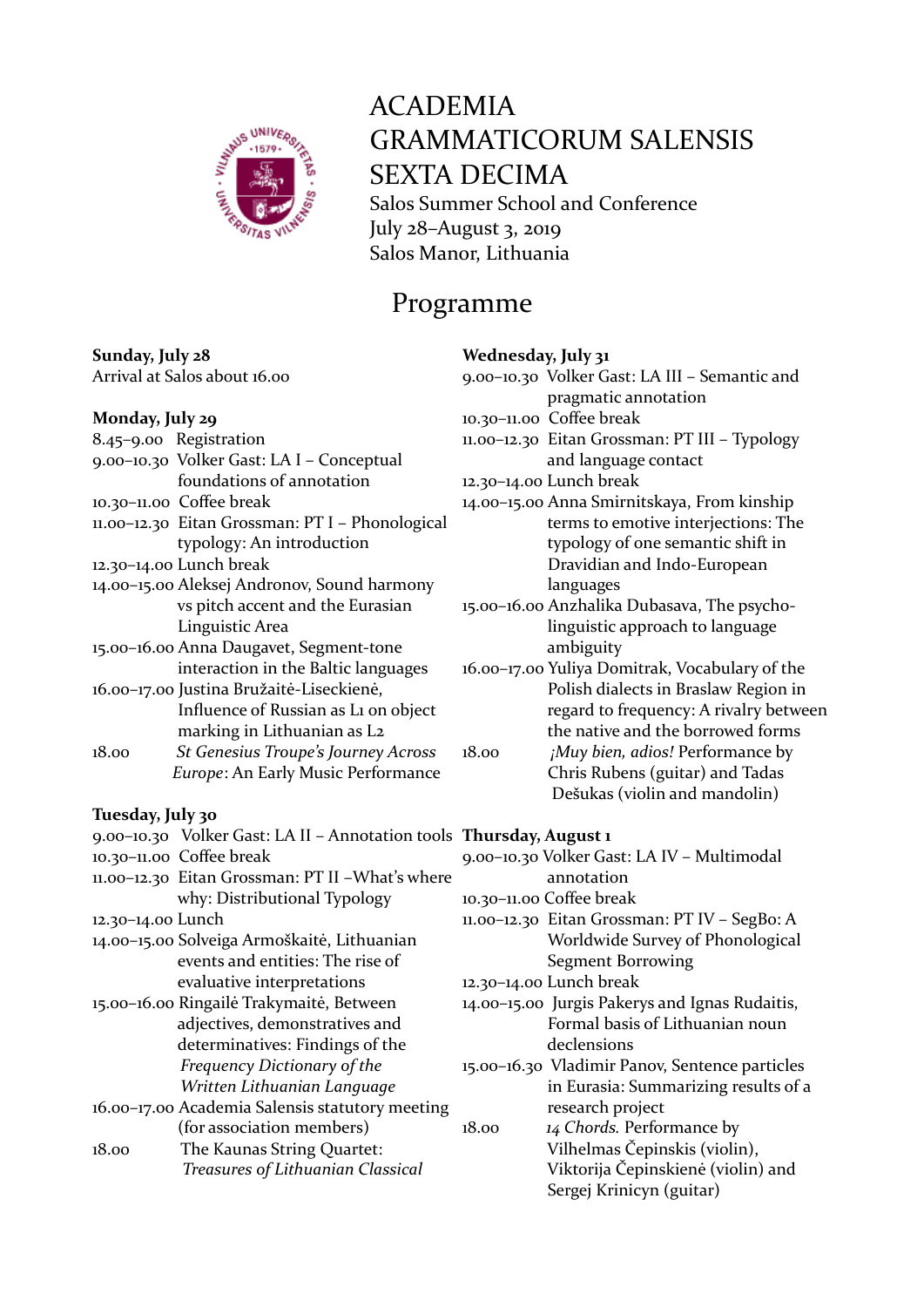# ACADEMIA GRAMMATICORUM SALENSIS SEXTA DECIMA

Salos Summer School and Conference
July 28–August 3, 2019
Salos Manor, Lithuania

## Programme

**Sunday, July 28**

Arrival at Salos about 16.00

**Monday, July 29**

8.45–9.00 Registration
9.00–10.30 Volker Gast: LA I – Conceptual foundations of annotation
10.30–11.00 Coffee break
11.00–12.30 Eitan Grossman: PT I – Phonological typology: An introduction
12.30–14.00 Lunch break
14.00–15.00 Aleksej Andronov, Sound harmony vs pitch accent and the Eurasian Linguistic Area
15.00–16.00 Anna Daugavet, Segment-tone interaction in the Baltic languages
16.00–17.00 Justina Bružaitė-Liseckienė, Influence of Russian as L1 on object marking in Lithuanian as L2
18.00 *St Genesius Troupe's Journey Across Europe*: An Early Music Performance

**Tuesday, July 30**

9.00–10.30 Volker Gast: LA II – Annotation tools
10.30–11.00 Coffee break
11.00–12.30 Eitan Grossman: PT II –What's where why: Distributional Typology
12.30–14.00 Lunch
14.00–15.00 Solveiga Armoškaitė, Lithuanian events and entities: The rise of evaluative interpretations
15.00–16.00 Ringailė Trakymaitė, Between adjectives, demonstratives and determinatives: Findings of the *Frequency Dictionary of the Written Lithuanian Language*
16.00–17.00 Academia Salensis statutory meeting (for association members)
18.00 The Kaunas String Quartet: *Treasures of Lithuanian Classical*

**Wednesday, July 31**

9.00–10.30 Volker Gast: LA III – Semantic and pragmatic annotation
10.30–11.00 Coffee break
11.00–12.30 Eitan Grossman: PT III – Typology and language contact
12.30–14.00 Lunch break
14.00–15.00 Anna Smirnitskaya, From kinship terms to emotive interjections: The typology of one semantic shift in Dravidian and Indo-European languages
15.00–16.00 Anzhalika Dubasava, The psycholinguistic approach to language ambiguity
16.00–17.00 Yuliya Domitrak, Vocabulary of the Polish dialects in Braslaw Region in regard to frequency: A rivalry between the native and the borrowed forms
18.00 *¡Muy bien, adios!* Performance by Chris Rubens (guitar) and Tadas Dešukas (violin and mandolin)

**Thursday, August 1**

9.00–10.30 Volker Gast: LA IV – Multimodal annotation
10.30–11.00 Coffee break
11.00–12.30 Eitan Grossman: PT IV – SegBo: A Worldwide Survey of Phonological Segment Borrowing
12.30–14.00 Lunch break
14.00–15.00 Jurgis Pakerys and Ignas Rudaitis, Formal basis of Lithuanian noun declensions
15.00–16.30 Vladimir Panov, Sentence particles in Eurasia: Summarizing results of a research project
18.00 *14 Chords.* Performance by Vilhelmas Čepinskis (violin), Viktorija Čepinskienė (violin) and Sergej Krinicyn (guitar)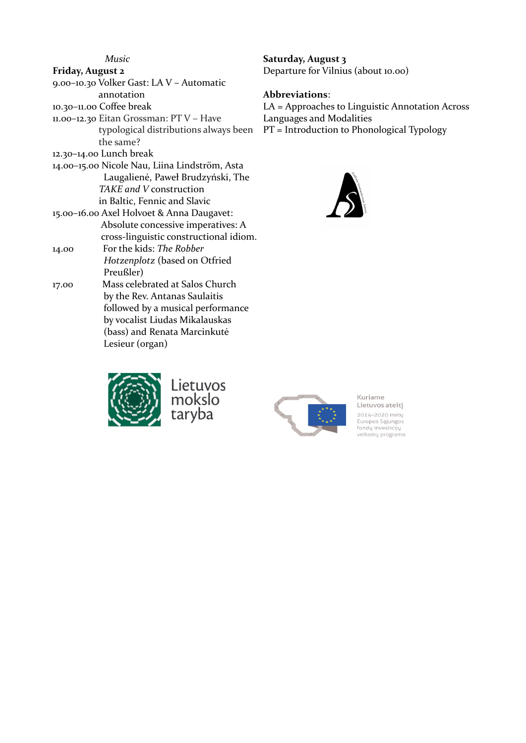*Music*

**Friday, August 2**

9.00–10.30 Volker Gast: LA V – Automatic annotation

10.30–11.00 Coffee break

11.00–12.30 Eitan Grossman: PT V – Have typological distributions always been the same?

12.30–14.00 Lunch break

14.00–15.00 Nicole Nau, Liina Lindström, Asta Laugalienė, Paweł Brudzyński, The *TAKE and V* construction in Baltic, Fennic and Slavic

15.00–16.00 Axel Holvoet & Anna Daugavet: Absolute concessive imperatives: A cross-linguistic constructional idiom.

14.00 For the kids: *The Robber Hotzenplotz* (based on Otfried Preußler)

17.00 Mass celebrated at Salos Church by the Rev. Antanas Saulaitis followed by a musical performance by vocalist Liudas Mikalauskas (bass) and Renata Marcinkutė Lesieur (organ)

**Saturday, August 3**

Departure for Vilnius (about 10.00)

**Abbreviations**:

LA = Approaches to Linguistic Annotation Across Languages and Modalities

PT = Introduction to Phonological Typology

Lietuvos mokslo taryba

Kuriame Lietuvos ateitį

2014–2020 metų Europos Sąjungos fondų investicijų veiksmų programa